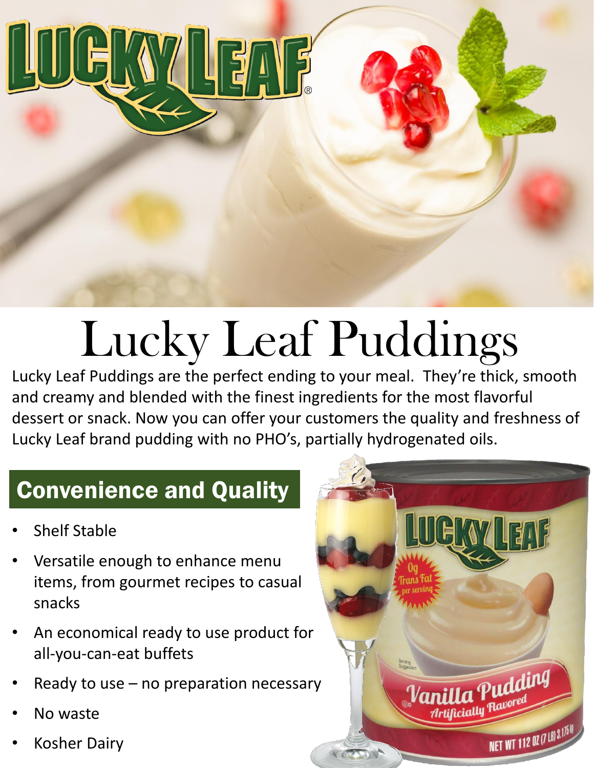# Lucky Leaf Puddings

Lucky Leaf Puddings are the perfect ending to your meal. They're thick, smooth and creamy and blended with the finest ingredients for the most flavorful dessert or snack. Now you can offer your customers the quality and freshness of Lucky Leaf brand pudding with no PHO's, partially hydrogenated oils.

## Convenience and Quality

- Shelf Stable
- Versatile enough to enhance menu items, from gourmet recipes to casual snacks
- An economical ready to use product for all-you-can-eat buffets
- Ready to use – no preparation necessary
- No waste
- Kosher Dairy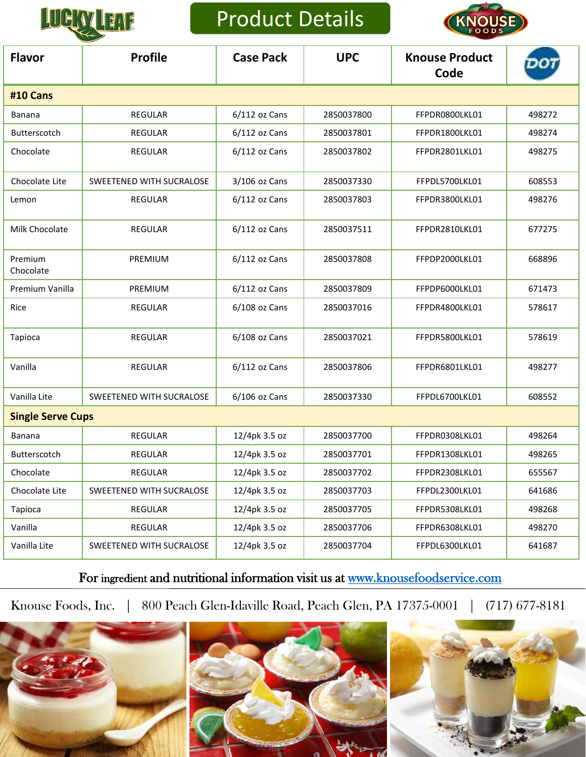# Product Details

| Flavor | Profile | Case Pack | UPC | Knouse Product Code | DOT |
|---|---|---|---|---|---|
| **#10 Cans** | | | | | |
| Banana | REGULAR | 6/112 oz Cans | 2850037800 | FFPDR0800LKL01 | 498272 |
| Butterscotch | REGULAR | 6/112 oz Cans | 2850037801 | FFPDR1800LKL01 | 498274 |
| Chocolate | REGULAR | 6/112 oz Cans | 2850037802 | FFPDR2801LKL01 | 498275 |
| Chocolate Lite | SWEETENED WITH SUCRALOSE | 3/106 oz Cans | 2850037330 | FFPDL5700LKL01 | 608553 |
| Lemon | REGULAR | 6/112 oz Cans | 2850037803 | FFPDR3800LKL01 | 498276 |
| Milk Chocolate | REGULAR | 6/112 oz Cans | 2850037511 | FFPDR2810LKL01 | 677275 |
| Premium Chocolate | PREMIUM | 6/112 oz Cans | 2850037808 | FFPDP2000LKL01 | 668896 |
| Premium Vanilla | PREMIUM | 6/112 oz Cans | 2850037809 | FFPDP6000LKL01 | 671473 |
| Rice | REGULAR | 6/108 oz Cans | 2850037016 | FFPDR4800LKL01 | 578617 |
| Tapioca | REGULAR | 6/108 oz Cans | 2850037021 | FFPDR5800LKL01 | 578619 |
| Vanilla | REGULAR | 6/112 oz Cans | 2850037806 | FFPDR6801LKL01 | 498277 |
| Vanilla Lite | SWEETENED WITH SUCRALOSE | 6/106 oz Cans | 2850037330 | FFPDL6700LKL01 | 608552 |
| **Single Serve Cups** | | | | | |
| Banana | REGULAR | 12/4pk 3.5 oz | 2850037700 | FFPDR0308LKL01 | 498264 |
| Butterscotch | REGULAR | 12/4pk 3.5 oz | 2850037701 | FFPDR1308LKL01 | 498265 |
| Chocolate | REGULAR | 12/4pk 3.5 oz | 2850037702 | FFPDR2308LKL01 | 655567 |
| Chocolate Lite | SWEETENED WITH SUCRALOSE | 12/4pk 3.5 oz | 2850037703 | FFPDL2300LKL01 | 641686 |
| Tapioca | REGULAR | 12/4pk 3.5 oz | 2850037705 | FFPDR5308LKL01 | 498268 |
| Vanilla | REGULAR | 12/4pk 3.5 oz | 2850037706 | FFPDR6308LKL01 | 498270 |
| Vanilla Lite | SWEETENED WITH SUCRALOSE | 12/4pk 3.5 oz | 2850037704 | FFPDL6300LKL01 | 641687 |

For ingredient and nutritional information visit us at [www.knousefoodservice.com](http://www.knousefoodservice.com)

Knouse Foods, Inc. | 800 Peach Glen-Idaville Road, Peach Glen, PA 17375-0001 | (717) 677-8181